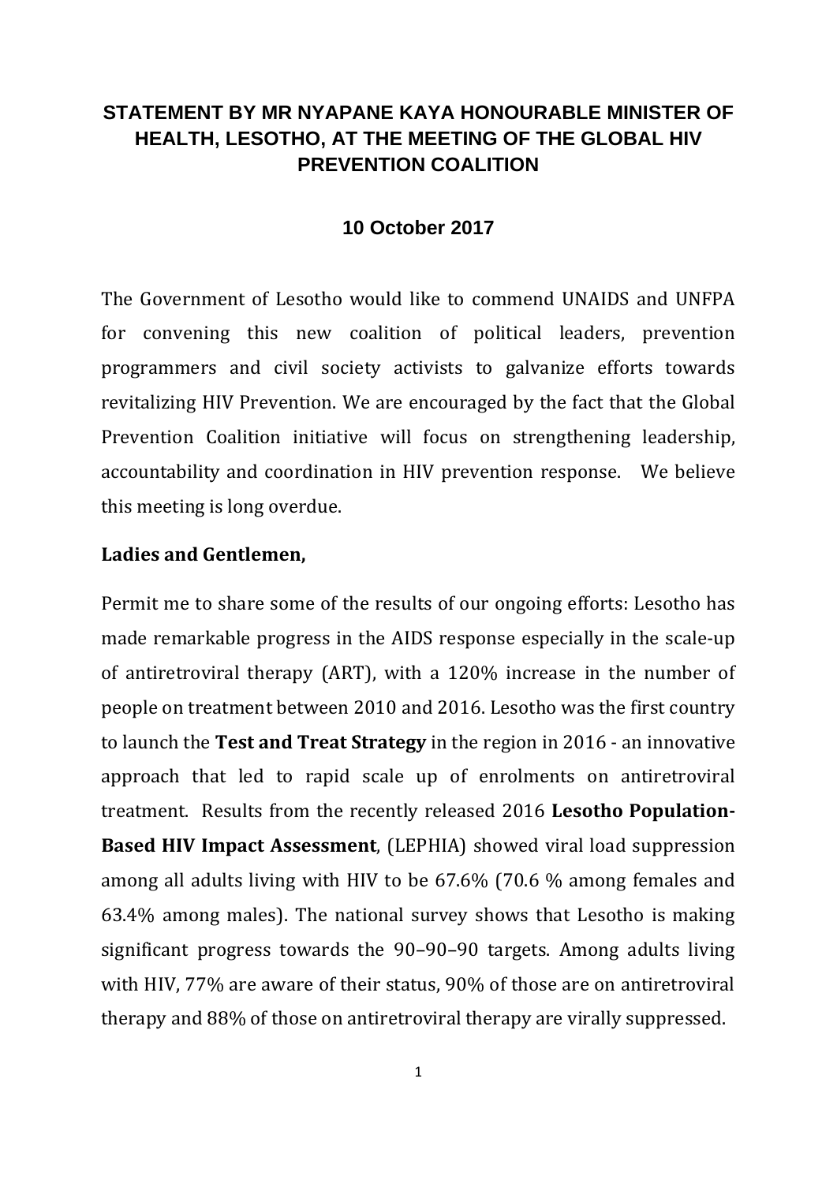# STATEMENT BY MR NYAPANE KAYA HONOURABLE MINISTER OF HEALTH, LESOTHO, AT THE MEETING OF THE GLOBAL HIV PREVENTION COALITION

## 10 October 2017

The Government of Lesotho would like to commend UNAIDS and UNFPA for convening this new coalition of political leaders, prevention programmers and civil society activists to galvanize efforts towards revitalizing HIV Prevention. We are encouraged by the fact that the Global Prevention Coalition initiative will focus on strengthening leadership, accountability and coordination in HIV prevention response. We believe this meeting is long overdue.

**Ladies and Gentlemen,**

Permit me to share some of the results of our ongoing efforts: Lesotho has made remarkable progress in the AIDS response especially in the scale-up of antiretroviral therapy (ART), with a 120% increase in the number of people on treatment between 2010 and 2016. Lesotho was the first country to launch the **Test and Treat Strategy** in the region in 2016 - an innovative approach that led to rapid scale up of enrolments on antiretroviral treatment. Results from the recently released 2016 **Lesotho Population-Based HIV Impact Assessment**, (LEPHIA) showed viral load suppression among all adults living with HIV to be 67.6% (70.6 % among females and 63.4% among males). The national survey shows that Lesotho is making significant progress towards the 90–90–90 targets. Among adults living with HIV, 77% are aware of their status, 90% of those are on antiretroviral therapy and 88% of those on antiretroviral therapy are virally suppressed.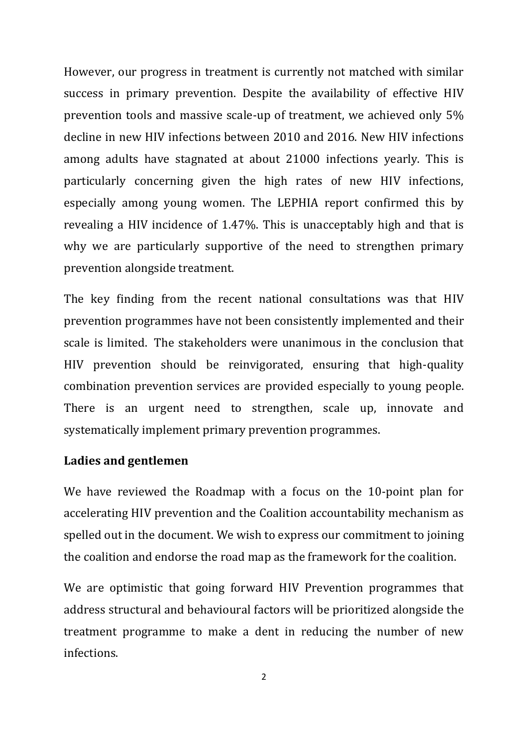However, our progress in treatment is currently not matched with similar success in primary prevention. Despite the availability of effective HIV prevention tools and massive scale-up of treatment, we achieved only 5% decline in new HIV infections between 2010 and 2016. New HIV infections among adults have stagnated at about 21000 infections yearly. This is particularly concerning given the high rates of new HIV infections, especially among young women. The LEPHIA report confirmed this by revealing a HIV incidence of 1.47%. This is unacceptably high and that is why we are particularly supportive of the need to strengthen primary prevention alongside treatment.

The key finding from the recent national consultations was that HIV prevention programmes have not been consistently implemented and their scale is limited. The stakeholders were unanimous in the conclusion that HIV prevention should be reinvigorated, ensuring that high-quality combination prevention services are provided especially to young people. There is an urgent need to strengthen, scale up, innovate and systematically implement primary prevention programmes.

**Ladies and gentlemen**

We have reviewed the Roadmap with a focus on the 10-point plan for accelerating HIV prevention and the Coalition accountability mechanism as spelled out in the document. We wish to express our commitment to joining the coalition and endorse the road map as the framework for the coalition.

We are optimistic that going forward HIV Prevention programmes that address structural and behavioural factors will be prioritized alongside the treatment programme to make a dent in reducing the number of new infections.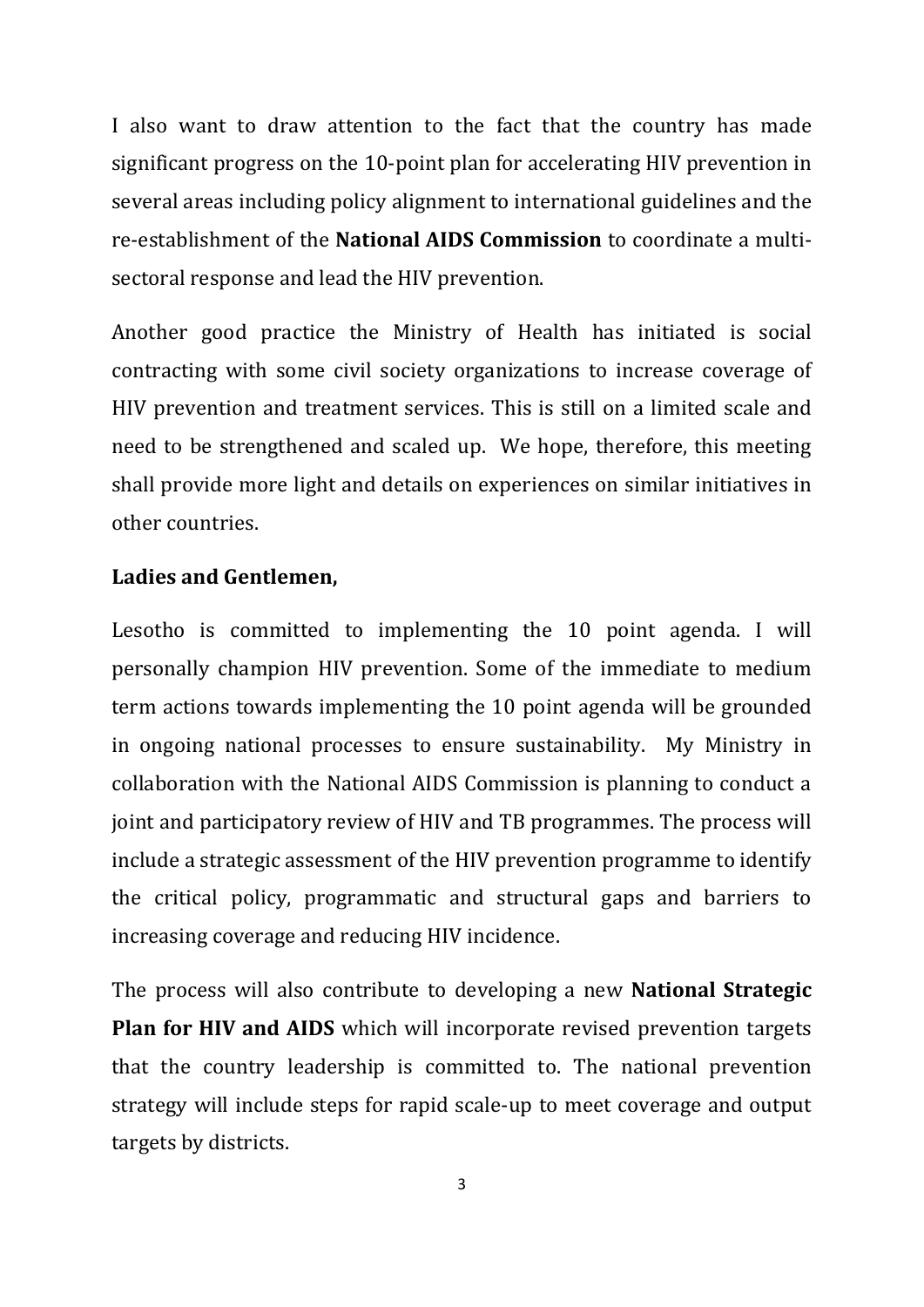I also want to draw attention to the fact that the country has made significant progress on the 10-point plan for accelerating HIV prevention in several areas including policy alignment to international guidelines and the re-establishment of the **National AIDS Commission** to coordinate a multi-sectoral response and lead the HIV prevention.

Another good practice the Ministry of Health has initiated is social contracting with some civil society organizations to increase coverage of HIV prevention and treatment services. This is still on a limited scale and need to be strengthened and scaled up. We hope, therefore, this meeting shall provide more light and details on experiences on similar initiatives in other countries.

**Ladies and Gentlemen,**

Lesotho is committed to implementing the 10 point agenda. I will personally champion HIV prevention. Some of the immediate to medium term actions towards implementing the 10 point agenda will be grounded in ongoing national processes to ensure sustainability. My Ministry in collaboration with the National AIDS Commission is planning to conduct a joint and participatory review of HIV and TB programmes. The process will include a strategic assessment of the HIV prevention programme to identify the critical policy, programmatic and structural gaps and barriers to increasing coverage and reducing HIV incidence.

The process will also contribute to developing a new **National Strategic Plan for HIV and AIDS** which will incorporate revised prevention targets that the country leadership is committed to. The national prevention strategy will include steps for rapid scale-up to meet coverage and output targets by districts.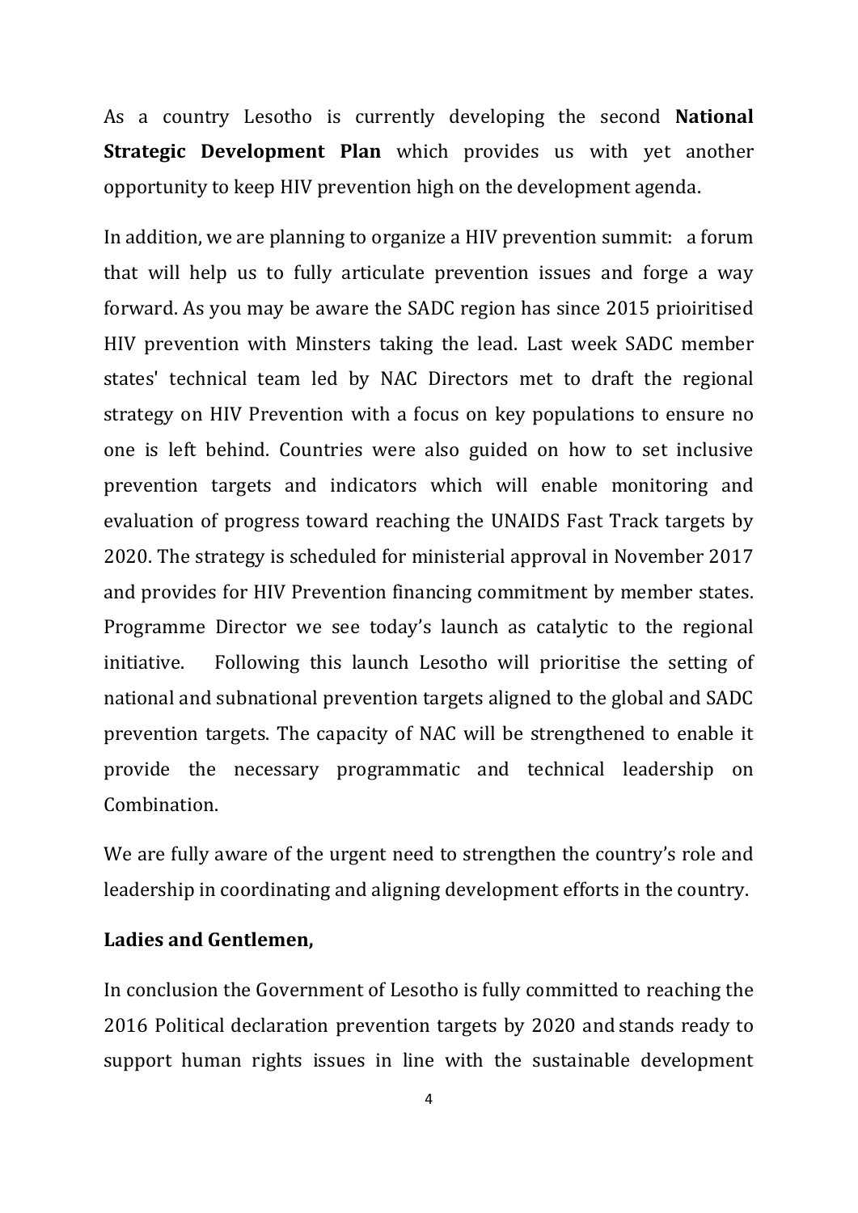As a country Lesotho is currently developing the second **National Strategic Development Plan** which provides us with yet another opportunity to keep HIV prevention high on the development agenda.

In addition, we are planning to organize a HIV prevention summit: a forum that will help us to fully articulate prevention issues and forge a way forward. As you may be aware the SADC region has since 2015 prioiritised HIV prevention with Minsters taking the lead. Last week SADC member states' technical team led by NAC Directors met to draft the regional strategy on HIV Prevention with a focus on key populations to ensure no one is left behind. Countries were also guided on how to set inclusive prevention targets and indicators which will enable monitoring and evaluation of progress toward reaching the UNAIDS Fast Track targets by 2020. The strategy is scheduled for ministerial approval in November 2017 and provides for HIV Prevention financing commitment by member states. Programme Director we see today's launch as catalytic to the regional initiative. Following this launch Lesotho will prioritise the setting of national and subnational prevention targets aligned to the global and SADC prevention targets. The capacity of NAC will be strengthened to enable it provide the necessary programmatic and technical leadership on Combination.

We are fully aware of the urgent need to strengthen the country's role and leadership in coordinating and aligning development efforts in the country.

**Ladies and Gentlemen,**

In conclusion the Government of Lesotho is fully committed to reaching the 2016 Political declaration prevention targets by 2020 and stands ready to support human rights issues in line with the sustainable development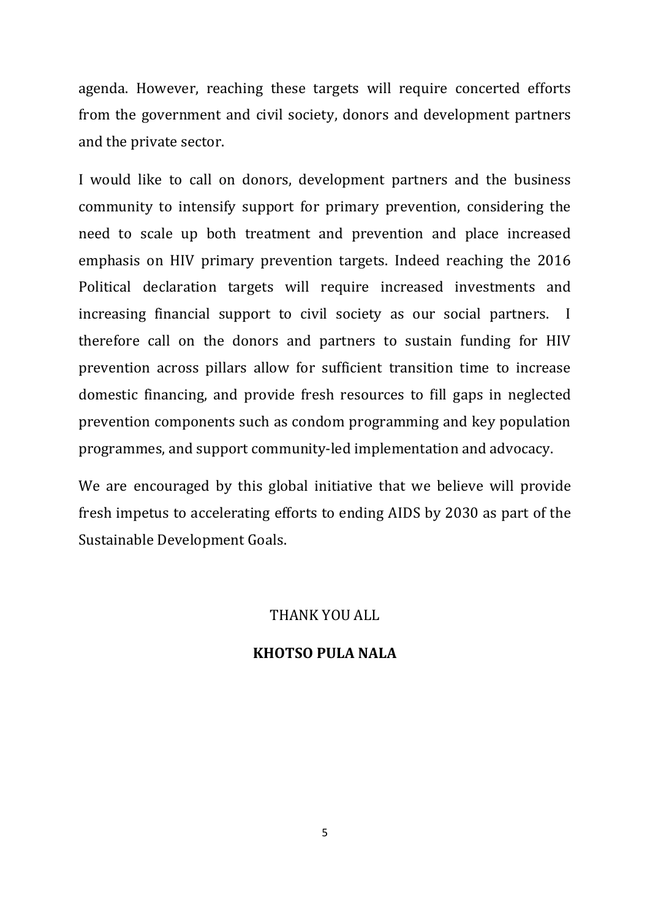agenda. However, reaching these targets will require concerted efforts from the government and civil society, donors and development partners and the private sector.

I would like to call on donors, development partners and the business community to intensify support for primary prevention, considering the need to scale up both treatment and prevention and place increased emphasis on HIV primary prevention targets. Indeed reaching the 2016 Political declaration targets will require increased investments and increasing financial support to civil society as our social partners. I therefore call on the donors and partners to sustain funding for HIV prevention across pillars allow for sufficient transition time to increase domestic financing, and provide fresh resources to fill gaps in neglected prevention components such as condom programming and key population programmes, and support community-led implementation and advocacy.

We are encouraged by this global initiative that we believe will provide fresh impetus to accelerating efforts to ending AIDS by 2030 as part of the Sustainable Development Goals.

THANK YOU ALL

**KHOTSO PULA NALA**